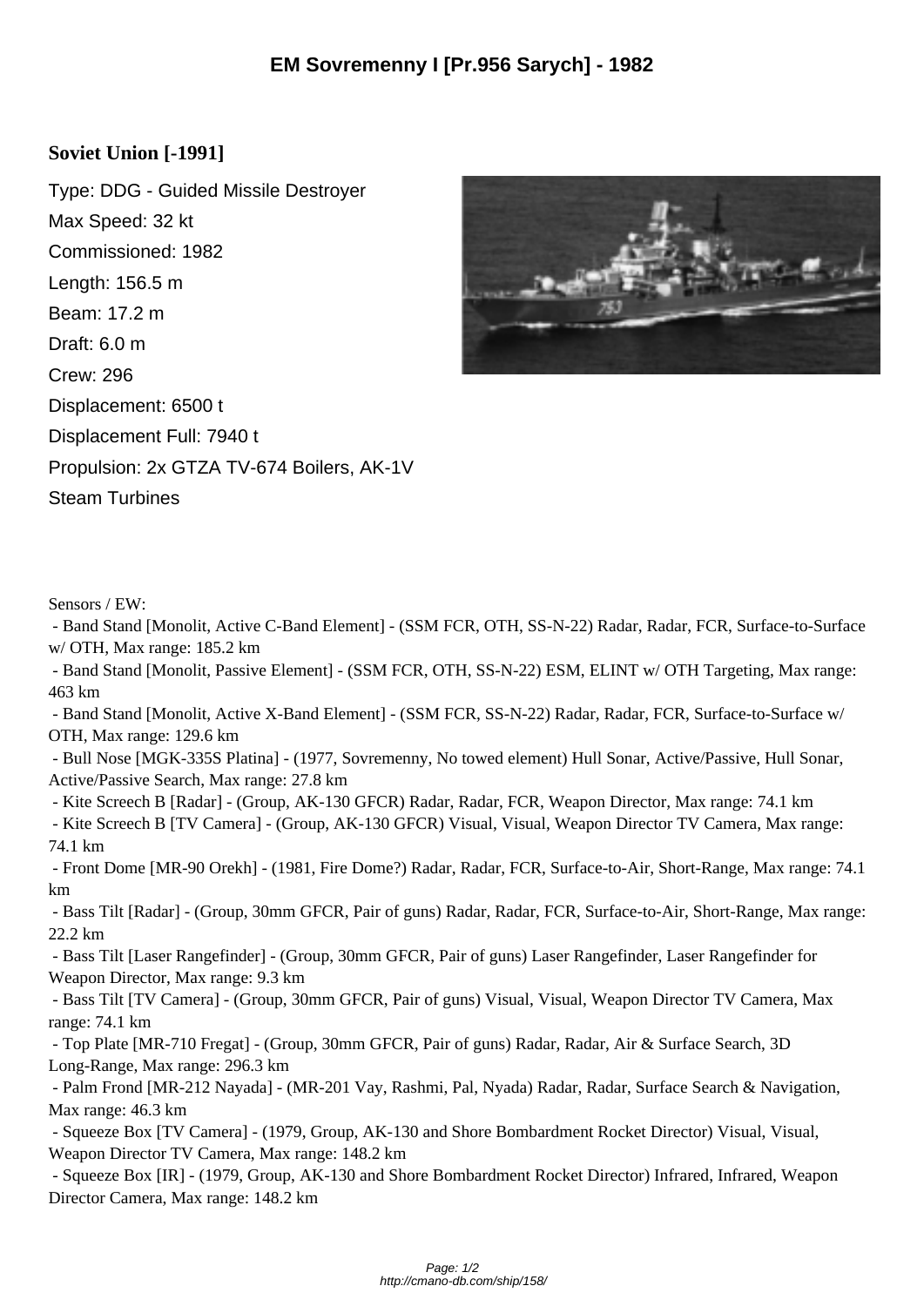# EM Sovremenny I [Pr.956 Sarych] - 1982

**Soviet Union [-1991]**

Type: DDG - Guided Missile Destroyer

Max Speed: 32 kt

Commissioned: 1982

Length: 156.5 m

Beam: 17.2 m

Draft: 6.0 m

Crew: 296

Displacement: 6500 t

Displacement Full: 7940 t

Propulsion: 2x GTZA TV-674 Boilers, AK-1V Steam Turbines

Sensors / EW:

- Band Stand [Monolit, Active C-Band Element] - (SSM FCR, OTH, SS-N-22) Radar, Radar, FCR, Surface-to-Surface w/ OTH, Max range: 185.2 km
- Band Stand [Monolit, Passive Element] - (SSM FCR, OTH, SS-N-22) ESM, ELINT w/ OTH Targeting, Max range: 463 km
- Band Stand [Monolit, Active X-Band Element] - (SSM FCR, SS-N-22) Radar, Radar, FCR, Surface-to-Surface w/ OTH, Max range: 129.6 km
- Bull Nose [MGK-335S Platina] - (1977, Sovremenny, No towed element) Hull Sonar, Active/Passive, Hull Sonar, Active/Passive Search, Max range: 27.8 km
- Kite Screech B [Radar] - (Group, AK-130 GFCR) Radar, Radar, FCR, Weapon Director, Max range: 74.1 km
- Kite Screech B [TV Camera] - (Group, AK-130 GFCR) Visual, Visual, Weapon Director TV Camera, Max range: 74.1 km
- Front Dome [MR-90 Orekh] - (1981, Fire Dome?) Radar, Radar, FCR, Surface-to-Air, Short-Range, Max range: 74.1 km
- Bass Tilt [Radar] - (Group, 30mm GFCR, Pair of guns) Radar, Radar, FCR, Surface-to-Air, Short-Range, Max range: 22.2 km
- Bass Tilt [Laser Rangefinder] - (Group, 30mm GFCR, Pair of guns) Laser Rangefinder, Laser Rangefinder for Weapon Director, Max range: 9.3 km
- Bass Tilt [TV Camera] - (Group, 30mm GFCR, Pair of guns) Visual, Visual, Weapon Director TV Camera, Max range: 74.1 km
- Top Plate [MR-710 Fregat] - (Group, 30mm GFCR, Pair of guns) Radar, Radar, Air & Surface Search, 3D Long-Range, Max range: 296.3 km
- Palm Frond [MR-212 Nayada] - (MR-201 Vay, Rashmi, Pal, Nyada) Radar, Radar, Surface Search & Navigation, Max range: 46.3 km
- Squeeze Box [TV Camera] - (1979, Group, AK-130 and Shore Bombardment Rocket Director) Visual, Visual, Weapon Director TV Camera, Max range: 148.2 km
- Squeeze Box [IR] - (1979, Group, AK-130 and Shore Bombardment Rocket Director) Infrared, Infrared, Weapon Director Camera, Max range: 148.2 km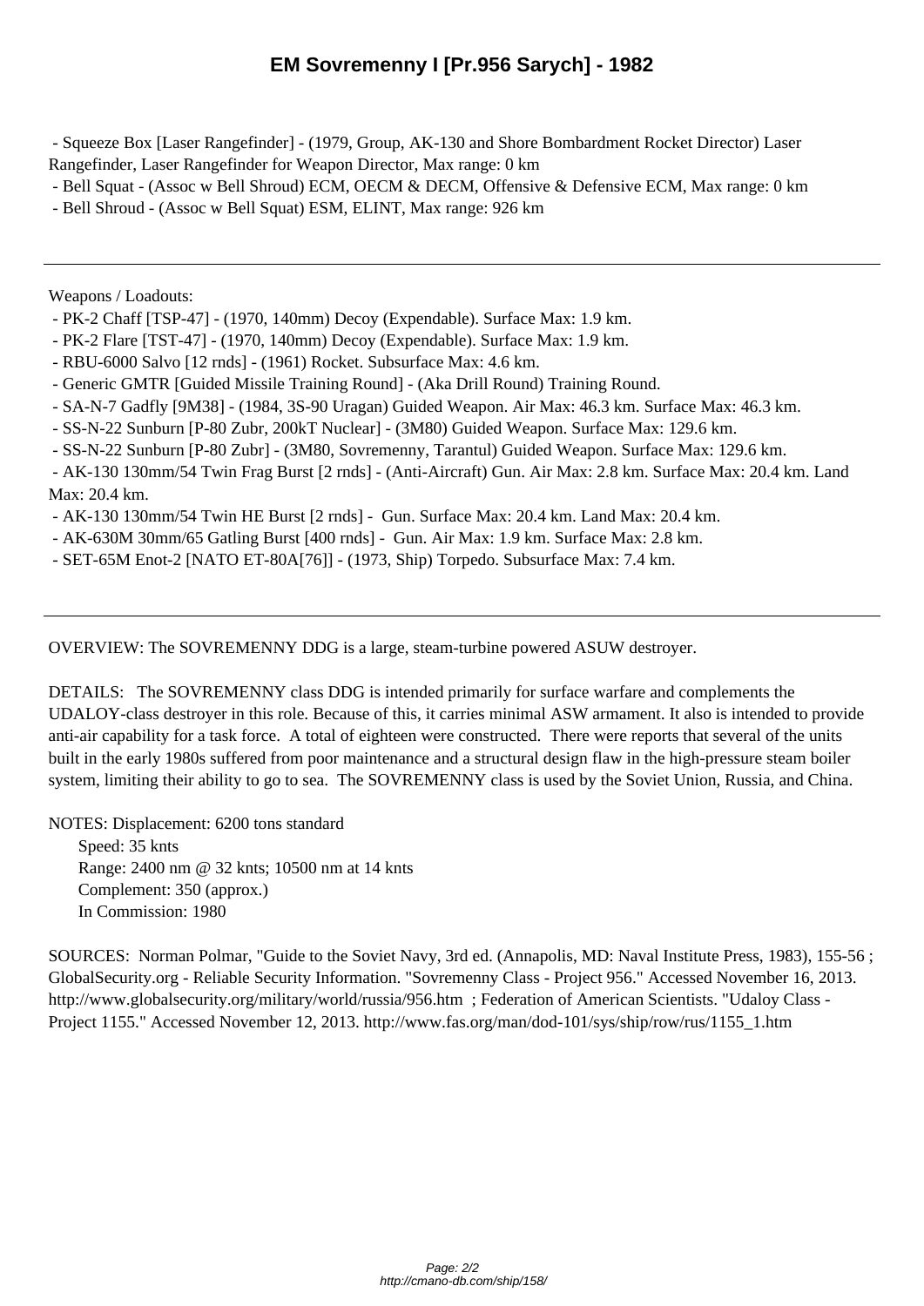- Squeeze Box [Laser Rangefinder] - (1979, Group, AK-130 and Shore Bombardment Rocket Director) Laser Rangefinder, Laser Rangefinder for Weapon Director, Max range: 0 km
- Bell Squat - (Assoc w Bell Shroud) ECM, OECM & DECM, Offensive & Defensive ECM, Max range: 0 km
- Bell Shroud - (Assoc w Bell Squat) ESM, ELINT, Max range: 926 km

---

Weapons / Loadouts:

- PK-2 Chaff [TSP-47] - (1970, 140mm) Decoy (Expendable). Surface Max: 1.9 km.
- PK-2 Flare [TST-47] - (1970, 140mm) Decoy (Expendable). Surface Max: 1.9 km.
- RBU-6000 Salvo [12 rnds] - (1961) Rocket. Subsurface Max: 4.6 km.
- Generic GMTR [Guided Missile Training Round] - (Aka Drill Round) Training Round.
- SA-N-7 Gadfly [9M38] - (1984, 3S-90 Uragan) Guided Weapon. Air Max: 46.3 km. Surface Max: 46.3 km.
- SS-N-22 Sunburn [P-80 Zubr, 200kT Nuclear] - (3M80) Guided Weapon. Surface Max: 129.6 km.
- SS-N-22 Sunburn [P-80 Zubr] - (3M80, Sovremenny, Tarantul) Guided Weapon. Surface Max: 129.6 km.
- AK-130 130mm/54 Twin Frag Burst [2 rnds] - (Anti-Aircraft) Gun. Air Max: 2.8 km. Surface Max: 20.4 km. Land Max: 20.4 km.
- AK-130 130mm/54 Twin HE Burst [2 rnds] - Gun. Surface Max: 20.4 km. Land Max: 20.4 km.
- AK-630M 30mm/65 Gatling Burst [400 rnds] - Gun. Air Max: 1.9 km. Surface Max: 2.8 km.
- SET-65M Enot-2 [NATO ET-80A[76]] - (1973, Ship) Torpedo. Subsurface Max: 7.4 km.

---

OVERVIEW: The SOVREMENNY DDG is a large, steam-turbine powered ASUW destroyer.

DETAILS: The SOVREMENNY class DDG is intended primarily for surface warfare and complements the UDALOY-class destroyer in this role. Because of this, it carries minimal ASW armament. It also is intended to provide anti-air capability for a task force. A total of eighteen were constructed. There were reports that several of the units built in the early 1980s suffered from poor maintenance and a structural design flaw in the high-pressure steam boiler system, limiting their ability to go to sea. The SOVREMENNY class is used by the Soviet Union, Russia, and China.

NOTES: Displacement: 6200 tons standard
Speed: 35 knts
Range: 2400 nm @ 32 knts; 10500 nm at 14 knts
Complement: 350 (approx.)
In Commission: 1980

SOURCES: Norman Polmar, "Guide to the Soviet Navy, 3rd ed. (Annapolis, MD: Naval Institute Press, 1983), 155-56 ; GlobalSecurity.org - Reliable Security Information. "Sovremenny Class - Project 956." Accessed November 16, 2013. http://www.globalsecurity.org/military/world/russia/956.htm ; Federation of American Scientists. "Udaloy Class - Project 1155." Accessed November 12, 2013. http://www.fas.org/man/dod-101/sys/ship/row/rus/1155_1.htm